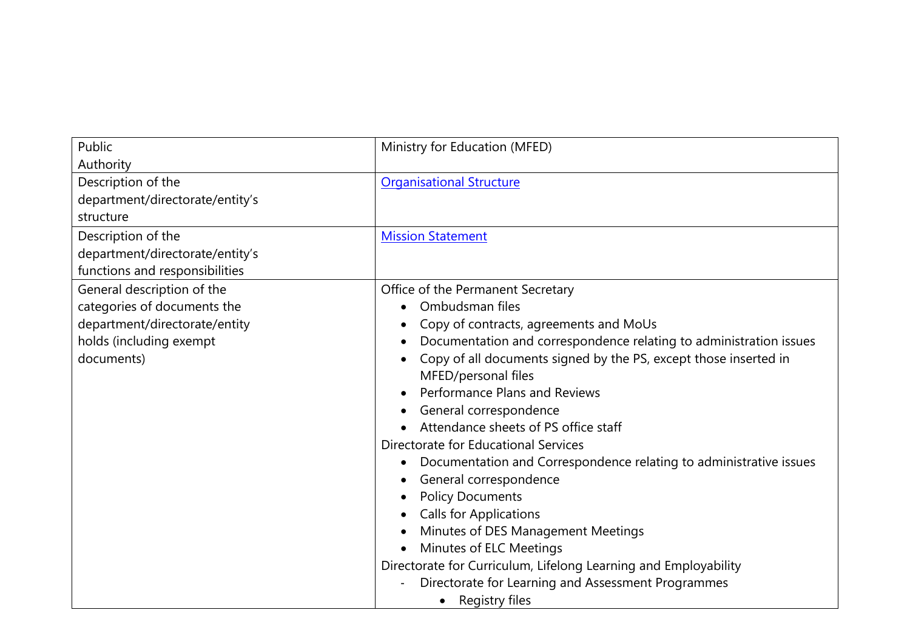| Public Authority | Ministry for Education (MFED) |
| --- | --- |
| Description of the department/directorate/entity's structure | [Organisational Structure] |
| Description of the department/directorate/entity's functions and responsibilities | [Mission Statement] |
| General description of the categories of documents the department/directorate/entity holds (including exempt documents) | Office of the Permanent Secretary<br>• Ombudsman files<br>• Copy of contracts, agreements and MoUs<br>• Documentation and correspondence relating to administration issues<br>• Copy of all documents signed by the PS, except those inserted in MFED/personal files<br>• Performance Plans and Reviews<br>• General correspondence<br>• Attendance sheets of PS office staff<br>Directorate for Educational Services<br>• Documentation and Correspondence relating to administrative issues<br>• General correspondence<br>• Policy Documents<br>• Calls for Applications<br>• Minutes of DES Management Meetings<br>• Minutes of ELC Meetings<br>Directorate for Curriculum, Lifelong Learning and Employability<br>- Directorate for Learning and Assessment Programmes<br>  • Registry files |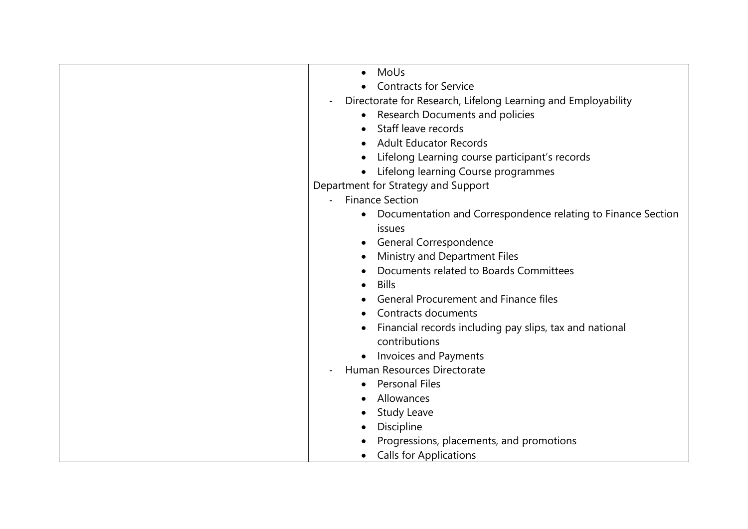| | • MoUs<br>• Contracts for Service<br>- Directorate for Research, Lifelong Learning and Employability<br>• Research Documents and policies<br>• Staff leave records<br>• Adult Educator Records<br>• Lifelong Learning course participant's records<br>• Lifelong learning Course programmes<br>Department for Strategy and Support<br>- Finance Section<br>• Documentation and Correspondence relating to Finance Section issues<br>• General Correspondence<br>• Ministry and Department Files<br>• Documents related to Boards Committees<br>• Bills<br>• General Procurement and Finance files<br>• Contracts documents<br>• Financial records including pay slips, tax and national contributions<br>• Invoices and Payments<br>- Human Resources Directorate<br>• Personal Files<br>• Allowances<br>• Study Leave<br>• Discipline<br>• Progressions, placements, and promotions<br>• Calls for Applications |
|---|---|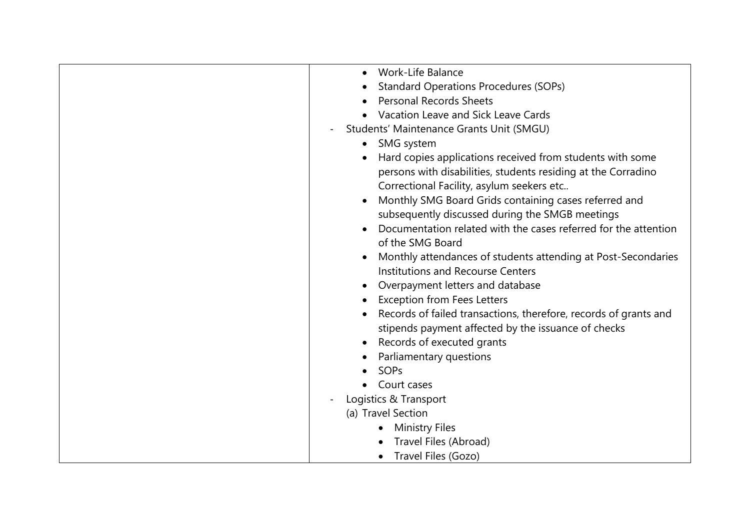|  |  |
|---|---|
|  | • Work-Life Balance<br>• Standard Operations Procedures (SOPs)<br>• Personal Records Sheets<br>• Vacation Leave and Sick Leave Cards<br>- Students' Maintenance Grants Unit (SMGU)<br>• SMG system<br>• Hard copies applications received from students with some persons with disabilities, students residing at the Corradino Correctional Facility, asylum seekers etc..<br>• Monthly SMG Board Grids containing cases referred and subsequently discussed during the SMGB meetings<br>• Documentation related with the cases referred for the attention of the SMG Board<br>• Monthly attendances of students attending at Post-Secondaries Institutions and Recourse Centers<br>• Overpayment letters and database<br>• Exception from Fees Letters<br>• Records of failed transactions, therefore, records of grants and stipends payment affected by the issuance of checks<br>• Records of executed grants<br>• Parliamentary questions<br>• SOPs<br>• Court cases<br>- Logistics & Transport<br>(a) Travel Section<br>• Ministry Files<br>• Travel Files (Abroad)<br>• Travel Files (Gozo) |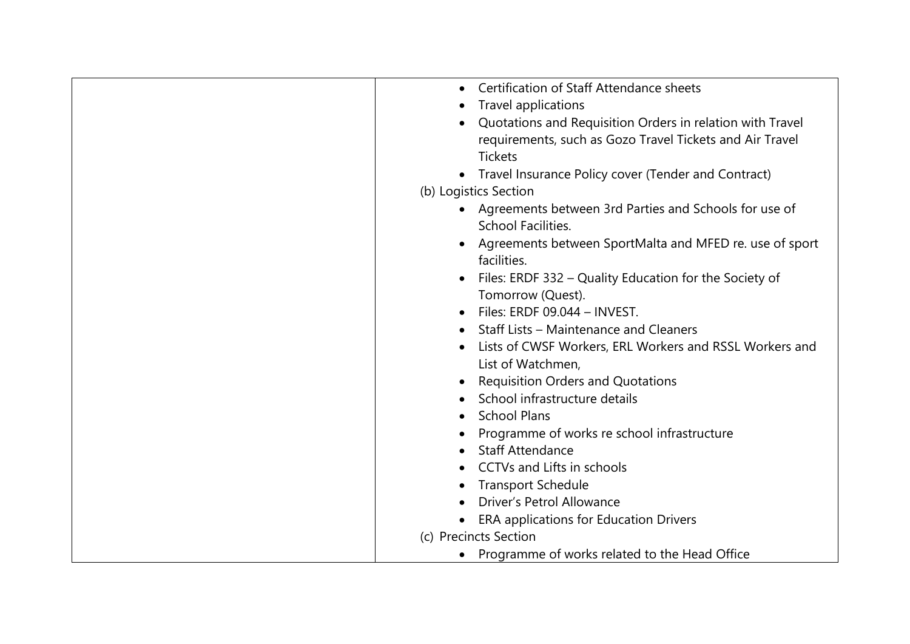| | <ul><li>Certification of Staff Attendance sheets</li><li>Travel applications</li><li>Quotations and Requisition Orders in relation with Travel requirements, such as Gozo Travel Tickets and Air Travel Tickets</li><li>Travel Insurance Policy cover (Tender and Contract)</li></ul>(b) Logistics Section<ul><li>Agreements between 3rd Parties and Schools for use of School Facilities.</li><li>Agreements between SportMalta and MFED re. use of sport facilities.</li><li>Files: ERDF 332 – Quality Education for the Society of Tomorrow (Quest).</li><li>Files: ERDF 09.044 – INVEST.</li><li>Staff Lists – Maintenance and Cleaners</li><li>Lists of CWSF Workers, ERL Workers and RSSL Workers and List of Watchmen,</li><li>Requisition Orders and Quotations</li><li>School infrastructure details</li><li>School Plans</li><li>Programme of works re school infrastructure</li><li>Staff Attendance</li><li>CCTVs and Lifts in schools</li><li>Transport Schedule</li><li>Driver's Petrol Allowance</li><li>ERA applications for Education Drivers</li></ul>(c) Precincts Section<ul><li>Programme of works related to the Head Office</li></ul> |
|---|---|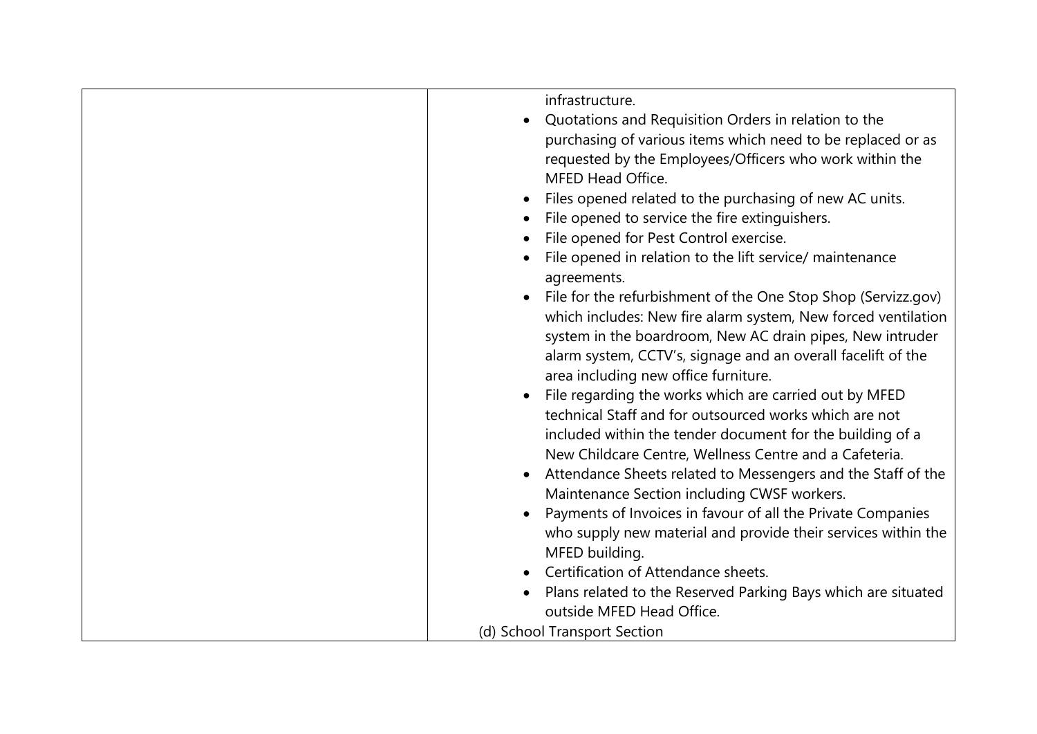| | infrastructure.<br>• Quotations and Requisition Orders in relation to the purchasing of various items which need to be replaced or as requested by the Employees/Officers who work within the MFED Head Office.<br>• Files opened related to the purchasing of new AC units.<br>• File opened to service the fire extinguishers.<br>• File opened for Pest Control exercise.<br>• File opened in relation to the lift service/ maintenance agreements.<br>• File for the refurbishment of the One Stop Shop (Servizz.gov) which includes: New fire alarm system, New forced ventilation system in the boardroom, New AC drain pipes, New intruder alarm system, CCTV's, signage and an overall facelift of the area including new office furniture.<br>• File regarding the works which are carried out by MFED technical Staff and for outsourced works which are not included within the tender document for the building of a New Childcare Centre, Wellness Centre and a Cafeteria.<br>• Attendance Sheets related to Messengers and the Staff of the Maintenance Section including CWSF workers.<br>• Payments of Invoices in favour of all the Private Companies who supply new material and provide their services within the MFED building.<br>• Certification of Attendance sheets.<br>• Plans related to the Reserved Parking Bays which are situated outside MFED Head Office.<br>(d) School Transport Section |
|---|---|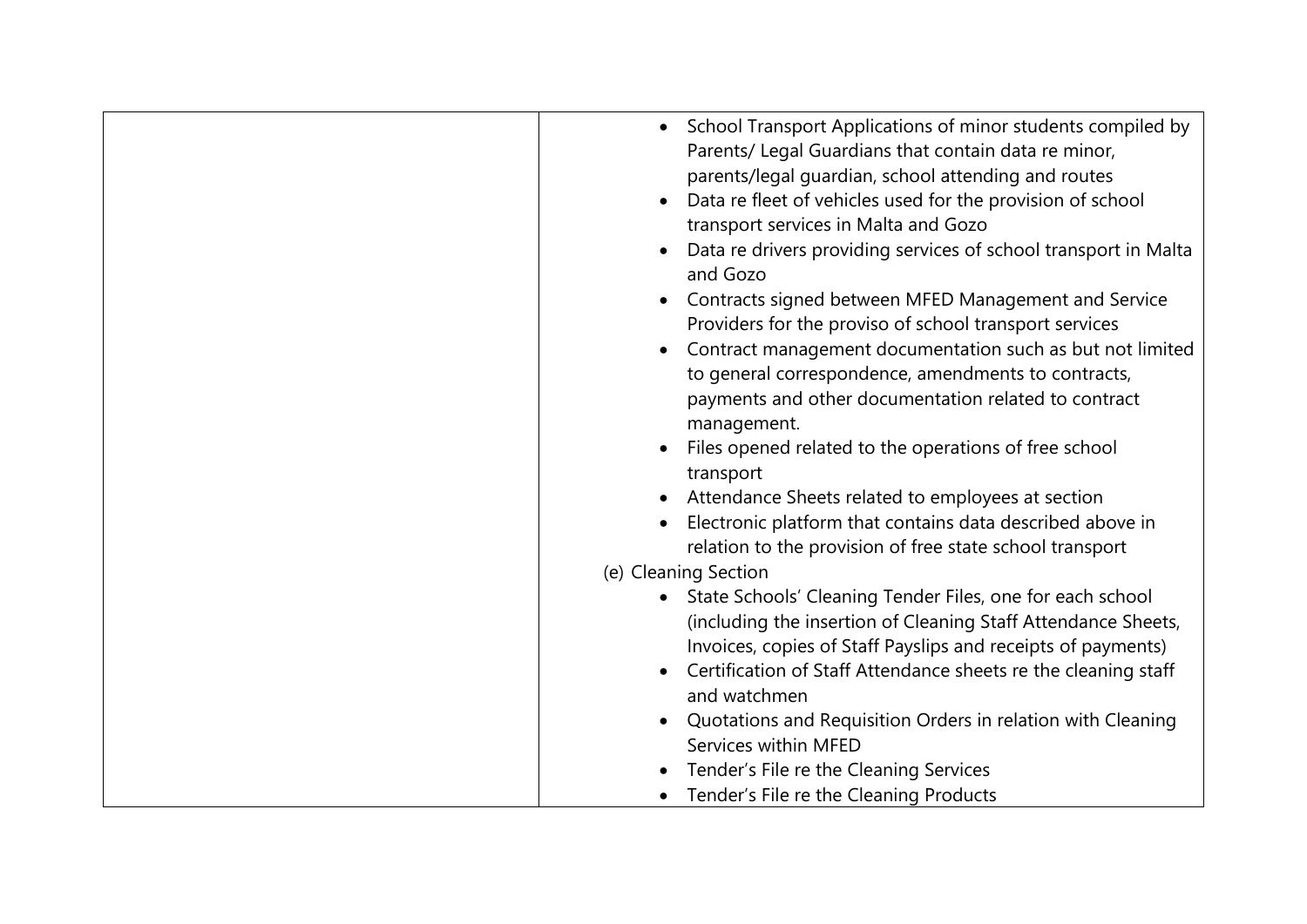| | |
|---|---|
| | • School Transport Applications of minor students compiled by Parents/ Legal Guardians that contain data re minor, parents/legal guardian, school attending and routes<br>• Data re fleet of vehicles used for the provision of school transport services in Malta and Gozo<br>• Data re drivers providing services of school transport in Malta and Gozo<br>• Contracts signed between MFED Management and Service Providers for the proviso of school transport services<br>• Contract management documentation such as but not limited to general correspondence, amendments to contracts, payments and other documentation related to contract management.<br>• Files opened related to the operations of free school transport<br>• Attendance Sheets related to employees at section<br>• Electronic platform that contains data described above in relation to the provision of free state school transport<br>(e) Cleaning Section<br>• State Schools' Cleaning Tender Files, one for each school (including the insertion of Cleaning Staff Attendance Sheets, Invoices, copies of Staff Payslips and receipts of payments)<br>• Certification of Staff Attendance sheets re the cleaning staff and watchmen<br>• Quotations and Requisition Orders in relation with Cleaning Services within MFED<br>• Tender's File re the Cleaning Services<br>• Tender's File re the Cleaning Products |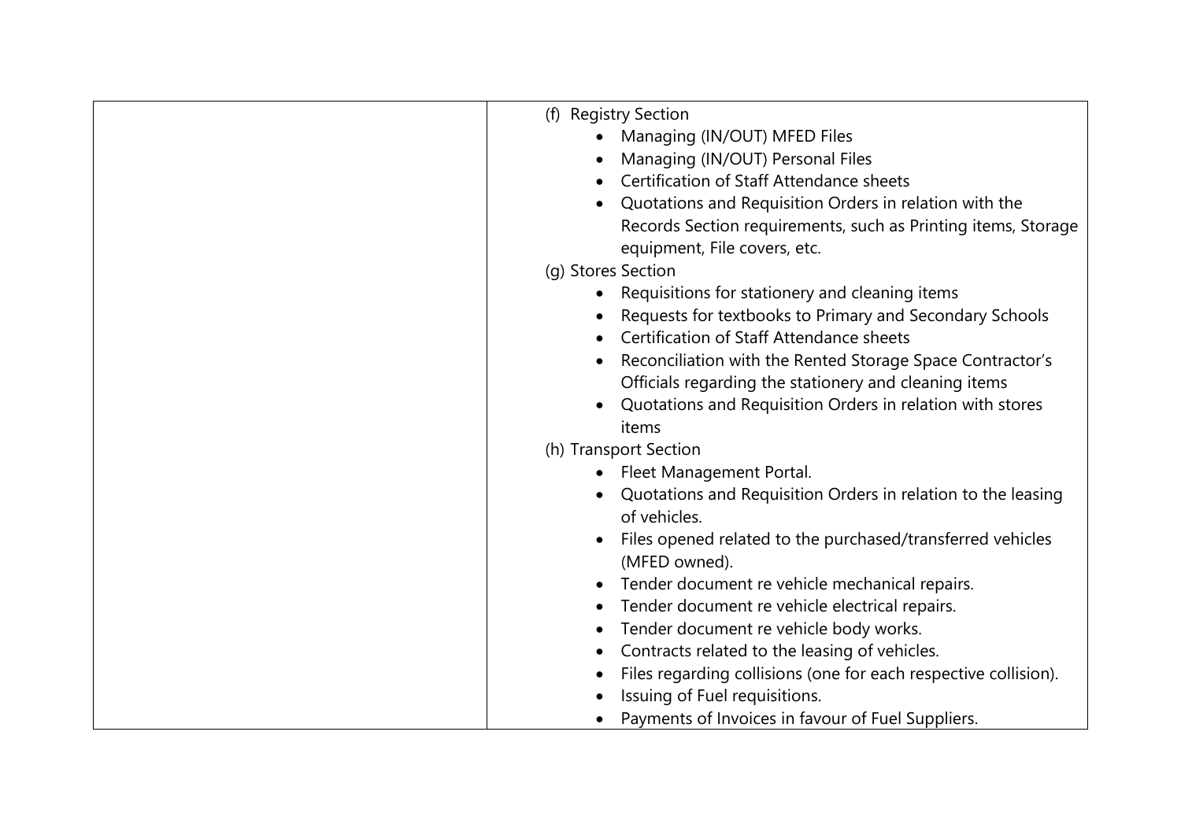|  | (f) Registry Section<br>• Managing (IN/OUT) MFED Files<br>• Managing (IN/OUT) Personal Files<br>• Certification of Staff Attendance sheets<br>• Quotations and Requisition Orders in relation with the Records Section requirements, such as Printing items, Storage equipment, File covers, etc.<br>(g) Stores Section<br>• Requisitions for stationery and cleaning items<br>• Requests for textbooks to Primary and Secondary Schools<br>• Certification of Staff Attendance sheets<br>• Reconciliation with the Rented Storage Space Contractor's Officials regarding the stationery and cleaning items<br>• Quotations and Requisition Orders in relation with stores items<br>(h) Transport Section<br>• Fleet Management Portal.<br>• Quotations and Requisition Orders in relation to the leasing of vehicles.<br>• Files opened related to the purchased/transferred vehicles (MFED owned).<br>• Tender document re vehicle mechanical repairs.<br>• Tender document re vehicle electrical repairs.<br>• Tender document re vehicle body works.<br>• Contracts related to the leasing of vehicles.<br>• Files regarding collisions (one for each respective collision).<br>• Issuing of Fuel requisitions.<br>• Payments of Invoices in favour of Fuel Suppliers. |
|---|---|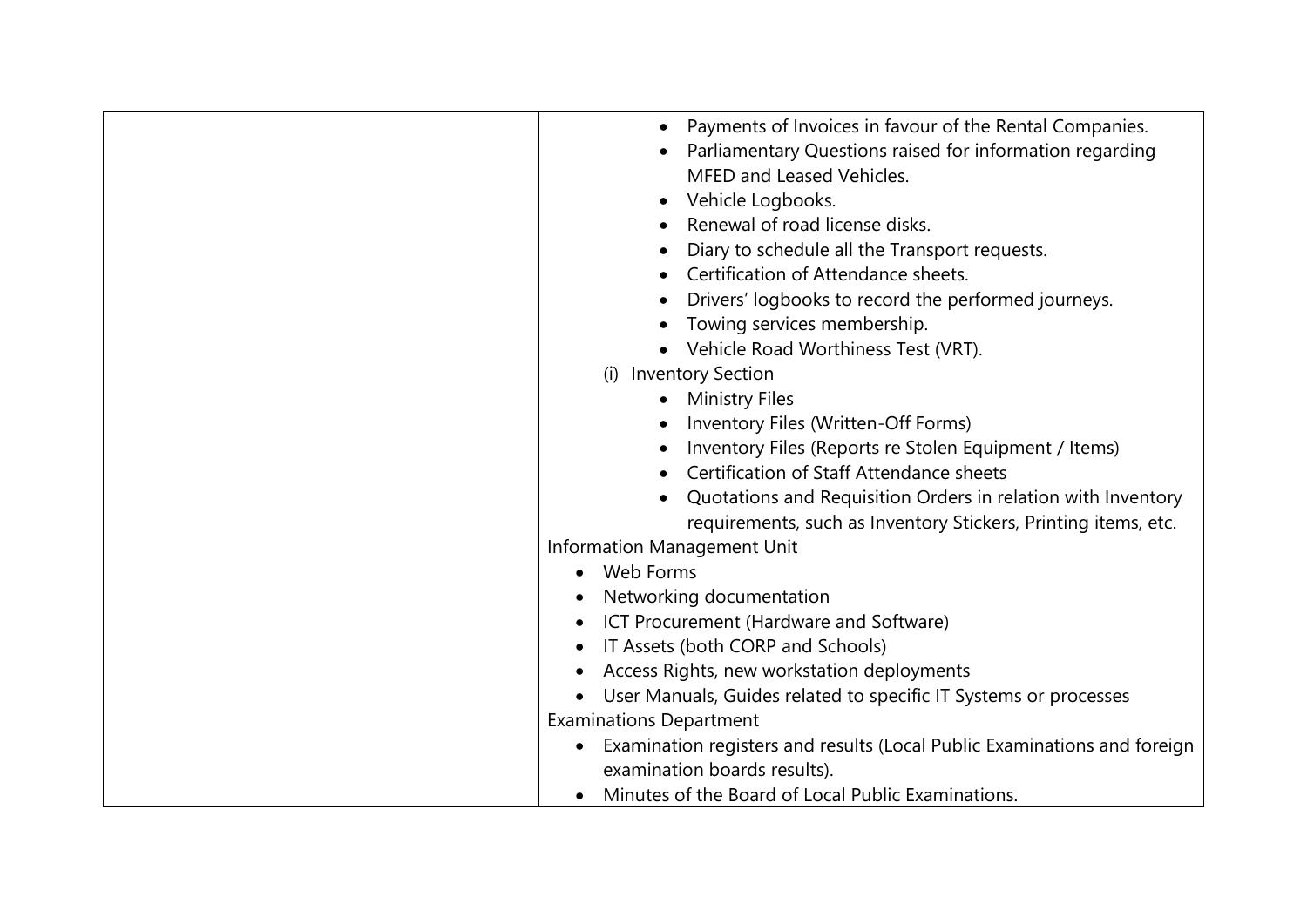|  |  |
| --- | --- |
|  | • Payments of Invoices in favour of the Rental Companies.<br>• Parliamentary Questions raised for information regarding MFED and Leased Vehicles.<br>• Vehicle Logbooks.<br>• Renewal of road license disks.<br>• Diary to schedule all the Transport requests.<br>• Certification of Attendance sheets.<br>• Drivers' logbooks to record the performed journeys.<br>• Towing services membership.<br>• Vehicle Road Worthiness Test (VRT).<br>(i) Inventory Section<br>• Ministry Files<br>• Inventory Files (Written-Off Forms)<br>• Inventory Files (Reports re Stolen Equipment / Items)<br>• Certification of Staff Attendance sheets<br>• Quotations and Requisition Orders in relation with Inventory requirements, such as Inventory Stickers, Printing items, etc.<br>Information Management Unit<br>• Web Forms<br>• Networking documentation<br>• ICT Procurement (Hardware and Software)<br>• IT Assets (both CORP and Schools)<br>• Access Rights, new workstation deployments<br>• User Manuals, Guides related to specific IT Systems or processes<br>Examinations Department<br>• Examination registers and results (Local Public Examinations and foreign examination boards results).<br>• Minutes of the Board of Local Public Examinations. |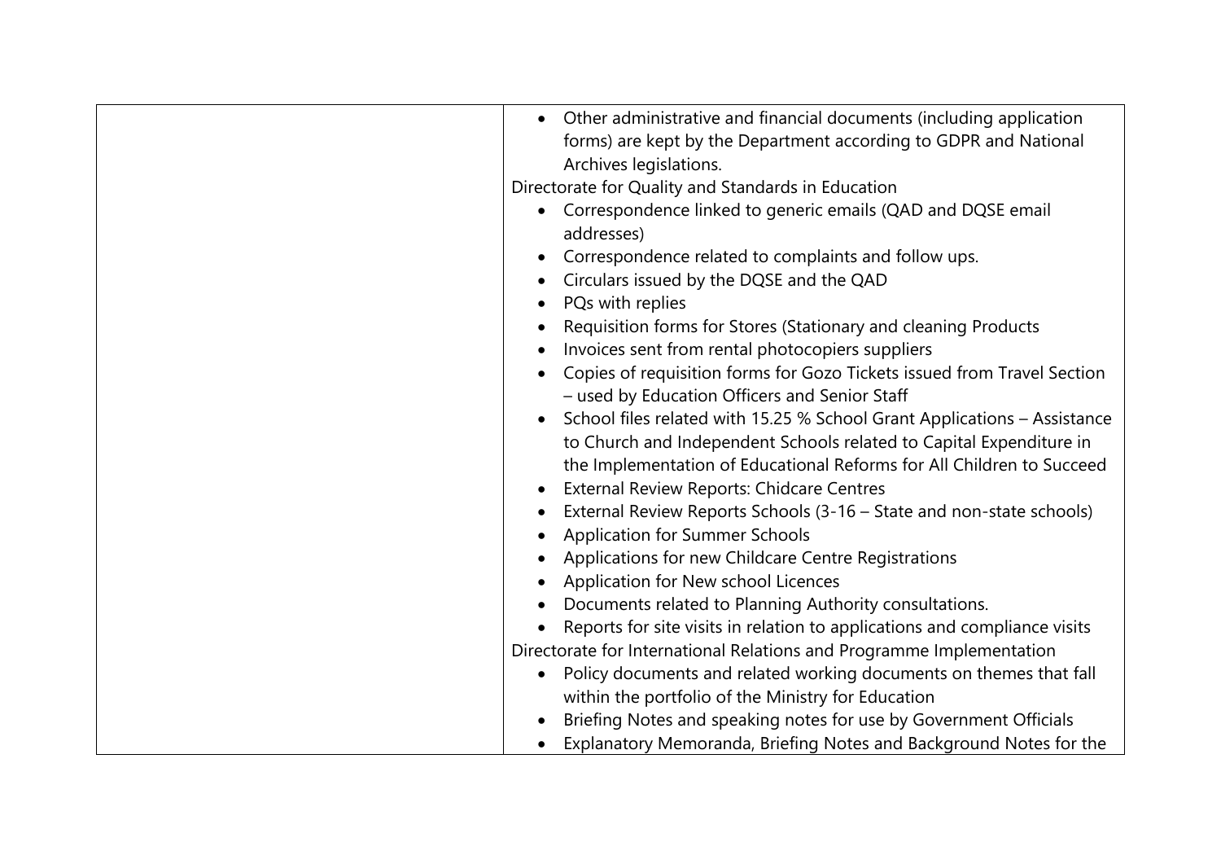| | |
|---|---|
| | • Other administrative and financial documents (including application forms) are kept by the Department according to GDPR and National Archives legislations.<br>Directorate for Quality and Standards in Education<br>• Correspondence linked to generic emails (QAD and DQSE email addresses)<br>• Correspondence related to complaints and follow ups.<br>• Circulars issued by the DQSE and the QAD<br>• PQs with replies<br>• Requisition forms for Stores (Stationary and cleaning Products<br>• Invoices sent from rental photocopiers suppliers<br>• Copies of requisition forms for Gozo Tickets issued from Travel Section – used by Education Officers and Senior Staff<br>• School files related with 15.25 % School Grant Applications – Assistance to Church and Independent Schools related to Capital Expenditure in the Implementation of Educational Reforms for All Children to Succeed<br>• External Review Reports: Chidcare Centres<br>• External Review Reports Schools (3-16 – State and non-state schools)<br>• Application for Summer Schools<br>• Applications for new Childcare Centre Registrations<br>• Application for New school Licences<br>• Documents related to Planning Authority consultations.<br>• Reports for site visits in relation to applications and compliance visits<br>Directorate for International Relations and Programme Implementation<br>• Policy documents and related working documents on themes that fall within the portfolio of the Ministry for Education<br>• Briefing Notes and speaking notes for use by Government Officials<br>• Explanatory Memoranda, Briefing Notes and Background Notes for the |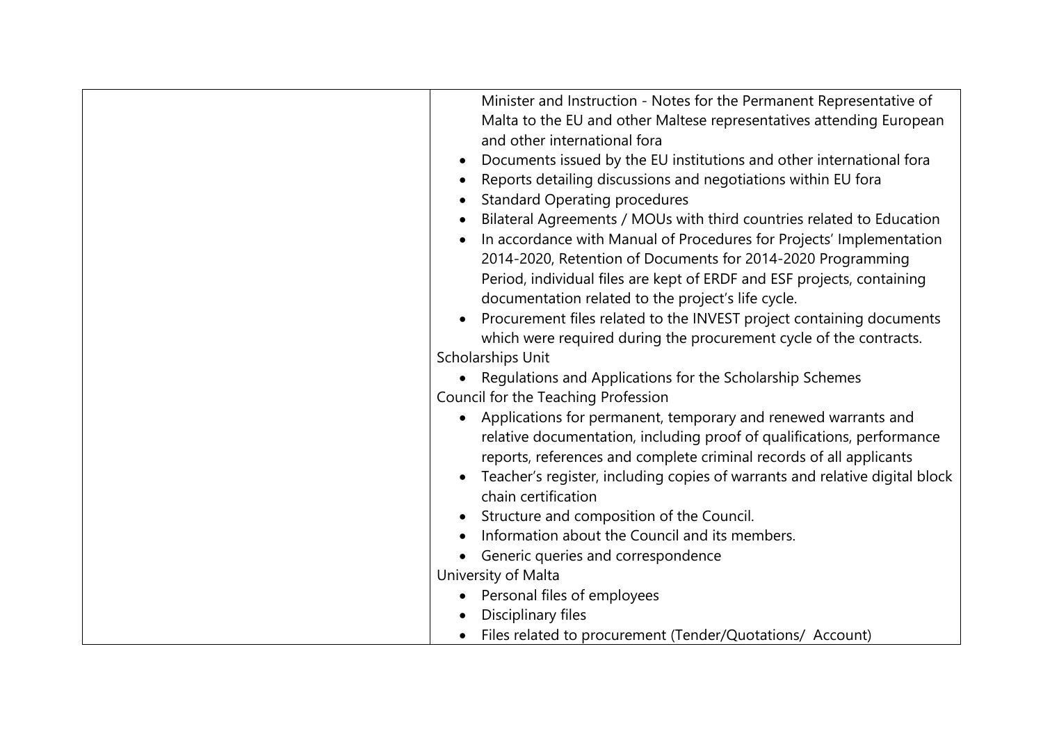| | Minister and Instruction - Notes for the Permanent Representative of Malta to the EU and other Maltese representatives attending European and other international fora<br>• Documents issued by the EU institutions and other international fora<br>• Reports detailing discussions and negotiations within EU fora<br>• Standard Operating procedures<br>• Bilateral Agreements / MOUs with third countries related to Education<br>• In accordance with Manual of Procedures for Projects' Implementation 2014-2020, Retention of Documents for 2014-2020 Programming Period, individual files are kept of ERDF and ESF projects, containing documentation related to the project's life cycle.<br>• Procurement files related to the INVEST project containing documents which were required during the procurement cycle of the contracts.<br>Scholarships Unit<br>• Regulations and Applications for the Scholarship Schemes<br>Council for the Teaching Profession<br>• Applications for permanent, temporary and renewed warrants and relative documentation, including proof of qualifications, performance reports, references and complete criminal records of all applicants<br>• Teacher's register, including copies of warrants and relative digital block chain certification<br>• Structure and composition of the Council.<br>• Information about the Council and its members.<br>• Generic queries and correspondence<br>University of Malta<br>• Personal files of employees<br>• Disciplinary files<br>• Files related to procurement (Tender/Quotations/ Account) |
|---|---|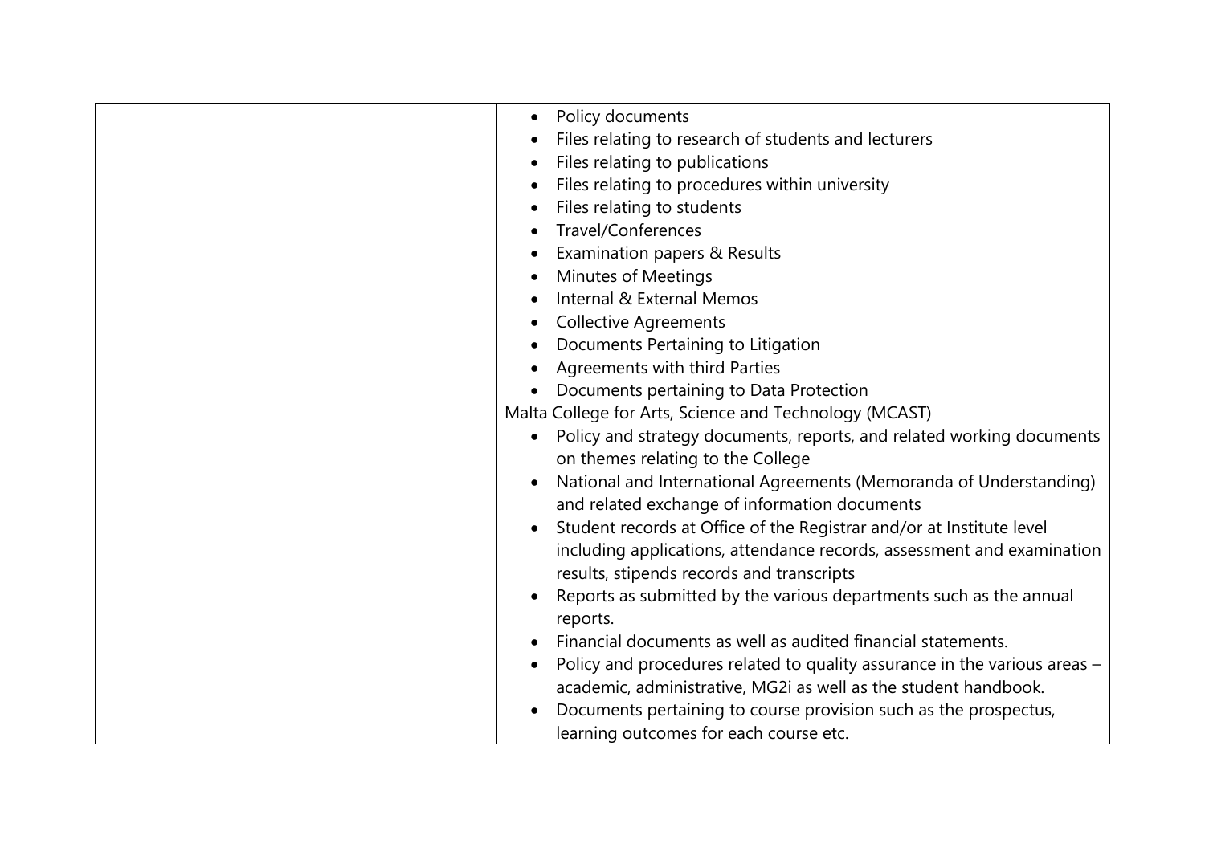| | |
|---|---|
| | • Policy documents<br>• Files relating to research of students and lecturers<br>• Files relating to publications<br>• Files relating to procedures within university<br>• Files relating to students<br>• Travel/Conferences<br>• Examination papers & Results<br>• Minutes of Meetings<br>• Internal & External Memos<br>• Collective Agreements<br>• Documents Pertaining to Litigation<br>• Agreements with third Parties<br>• Documents pertaining to Data Protection<br>Malta College for Arts, Science and Technology (MCAST)<br>• Policy and strategy documents, reports, and related working documents on themes relating to the College<br>• National and International Agreements (Memoranda of Understanding) and related exchange of information documents<br>• Student records at Office of the Registrar and/or at Institute level including applications, attendance records, assessment and examination results, stipends records and transcripts<br>• Reports as submitted by the various departments such as the annual reports.<br>• Financial documents as well as audited financial statements.<br>• Policy and procedures related to quality assurance in the various areas – academic, administrative, MG2i as well as the student handbook.<br>• Documents pertaining to course provision such as the prospectus, learning outcomes for each course etc. |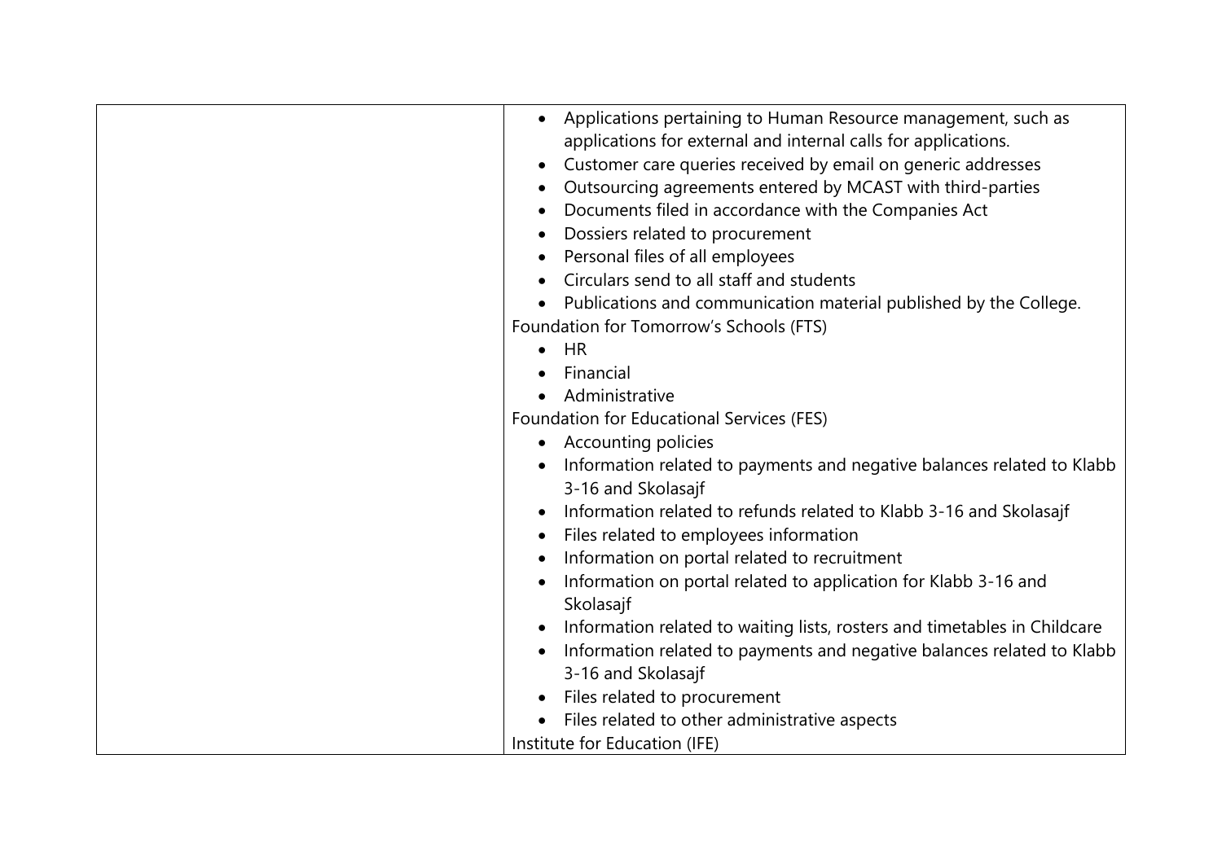| | |
|---|---|
| | • Applications pertaining to Human Resource management, such as applications for external and internal calls for applications.<br>• Customer care queries received by email on generic addresses<br>• Outsourcing agreements entered by MCAST with third-parties<br>• Documents filed in accordance with the Companies Act<br>• Dossiers related to procurement<br>• Personal files of all employees<br>• Circulars send to all staff and students<br>• Publications and communication material published by the College.<br>Foundation for Tomorrow's Schools (FTS)<br>• HR<br>• Financial<br>• Administrative<br>Foundation for Educational Services (FES)<br>• Accounting policies<br>• Information related to payments and negative balances related to Klabb 3-16 and Skolasajf<br>• Information related to refunds related to Klabb 3-16 and Skolasajf<br>• Files related to employees information<br>• Information on portal related to recruitment<br>• Information on portal related to application for Klabb 3-16 and Skolasajf<br>• Information related to waiting lists, rosters and timetables in Childcare<br>• Information related to payments and negative balances related to Klabb 3-16 and Skolasajf<br>• Files related to procurement<br>• Files related to other administrative aspects<br>Institute for Education (IFE) |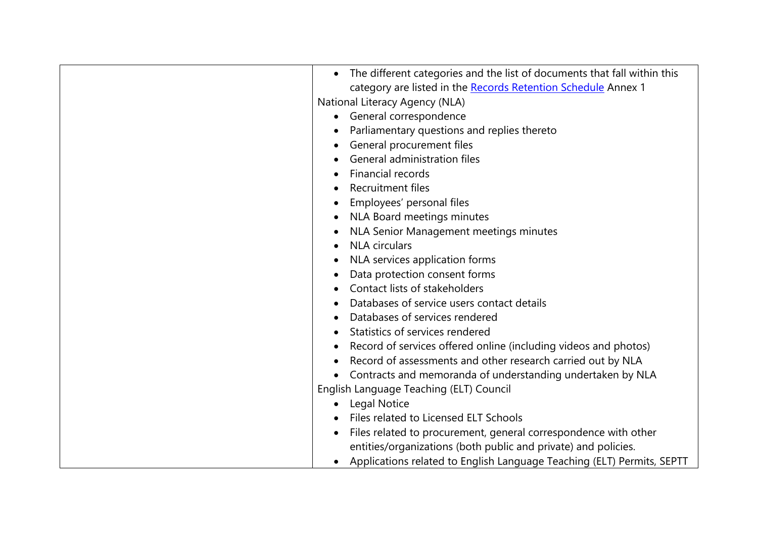| | • The different categories and the list of documents that fall within this category are listed in the [Records Retention Schedule](Records Retention Schedule) Annex 1<br>National Literacy Agency (NLA)<br>• General correspondence<br>• Parliamentary questions and replies thereto<br>• General procurement files<br>• General administration files<br>• Financial records<br>• Recruitment files<br>• Employees' personal files<br>• NLA Board meetings minutes<br>• NLA Senior Management meetings minutes<br>• NLA circulars<br>• NLA services application forms<br>• Data protection consent forms<br>• Contact lists of stakeholders<br>• Databases of service users contact details<br>• Databases of services rendered<br>• Statistics of services rendered<br>• Record of services offered online (including videos and photos)<br>• Record of assessments and other research carried out by NLA<br>• Contracts and memoranda of understanding undertaken by NLA<br>English Language Teaching (ELT) Council<br>• Legal Notice<br>• Files related to Licensed ELT Schools<br>• Files related to procurement, general correspondence with other entities/organizations (both public and private) and policies.<br>• Applications related to English Language Teaching (ELT) Permits, SEPTT |
|---|---|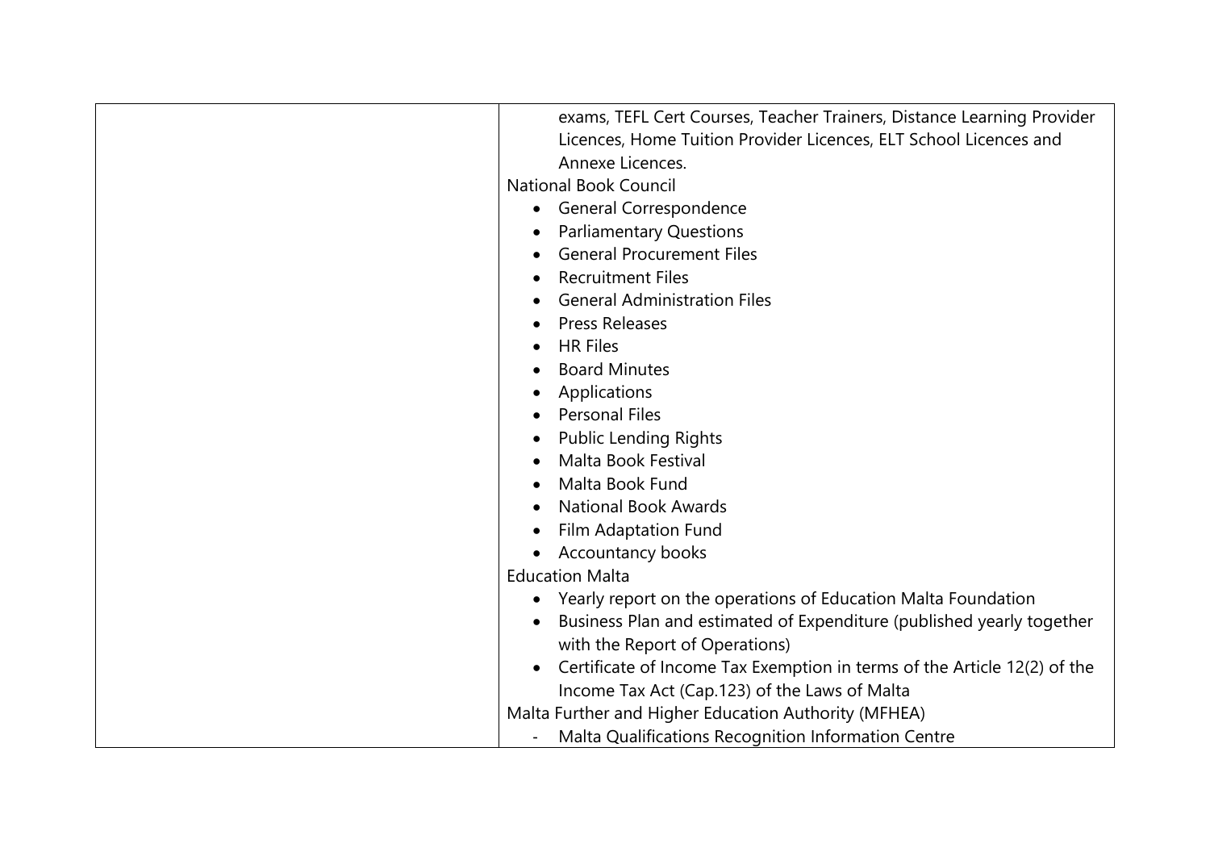| | |
|---|---|
| | exams, TEFL Cert Courses, Teacher Trainers, Distance Learning Provider Licences, Home Tuition Provider Licences, ELT School Licences and Annexe Licences.<br>National Book Council<br>• General Correspondence<br>• Parliamentary Questions<br>• General Procurement Files<br>• Recruitment Files<br>• General Administration Files<br>• Press Releases<br>• HR Files<br>• Board Minutes<br>• Applications<br>• Personal Files<br>• Public Lending Rights<br>• Malta Book Festival<br>• Malta Book Fund<br>• National Book Awards<br>• Film Adaptation Fund<br>• Accountancy books<br>Education Malta<br>• Yearly report on the operations of Education Malta Foundation<br>• Business Plan and estimated of Expenditure (published yearly together with the Report of Operations)<br>• Certificate of Income Tax Exemption in terms of the Article 12(2) of the Income Tax Act (Cap.123) of the Laws of Malta<br>Malta Further and Higher Education Authority (MFHEA)<br>- Malta Qualifications Recognition Information Centre |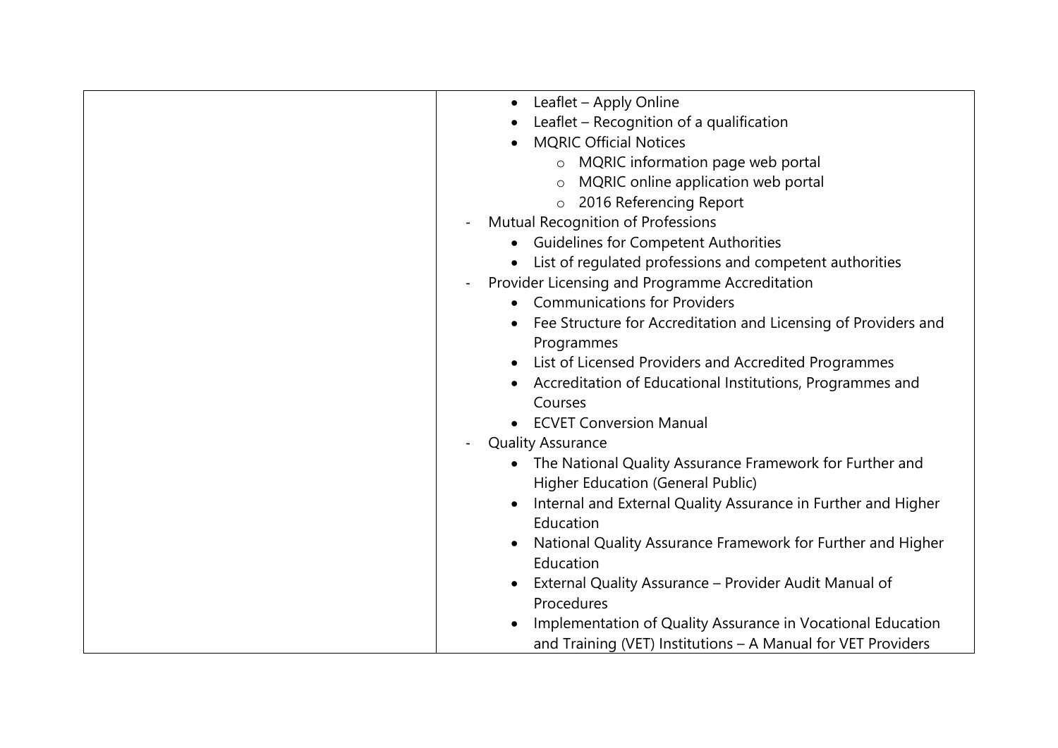| | |
|---|---|
| | • Leaflet – Apply Online<br>• Leaflet – Recognition of a qualification<br>• MQRIC Official Notices<br>&nbsp;&nbsp;&nbsp;&nbsp;o MQRIC information page web portal<br>&nbsp;&nbsp;&nbsp;&nbsp;o MQRIC online application web portal<br>&nbsp;&nbsp;&nbsp;&nbsp;o 2016 Referencing Report<br>- Mutual Recognition of Professions<br>&nbsp;&nbsp;&nbsp;&nbsp;• Guidelines for Competent Authorities<br>&nbsp;&nbsp;&nbsp;&nbsp;• List of regulated professions and competent authorities<br>- Provider Licensing and Programme Accreditation<br>&nbsp;&nbsp;&nbsp;&nbsp;• Communications for Providers<br>&nbsp;&nbsp;&nbsp;&nbsp;• Fee Structure for Accreditation and Licensing of Providers and Programmes<br>&nbsp;&nbsp;&nbsp;&nbsp;• List of Licensed Providers and Accredited Programmes<br>&nbsp;&nbsp;&nbsp;&nbsp;• Accreditation of Educational Institutions, Programmes and Courses<br>&nbsp;&nbsp;&nbsp;&nbsp;• ECVET Conversion Manual<br>- Quality Assurance<br>&nbsp;&nbsp;&nbsp;&nbsp;• The National Quality Assurance Framework for Further and Higher Education (General Public)<br>&nbsp;&nbsp;&nbsp;&nbsp;• Internal and External Quality Assurance in Further and Higher Education<br>&nbsp;&nbsp;&nbsp;&nbsp;• National Quality Assurance Framework for Further and Higher Education<br>&nbsp;&nbsp;&nbsp;&nbsp;• External Quality Assurance – Provider Audit Manual of Procedures<br>&nbsp;&nbsp;&nbsp;&nbsp;• Implementation of Quality Assurance in Vocational Education and Training (VET) Institutions – A Manual for VET Providers |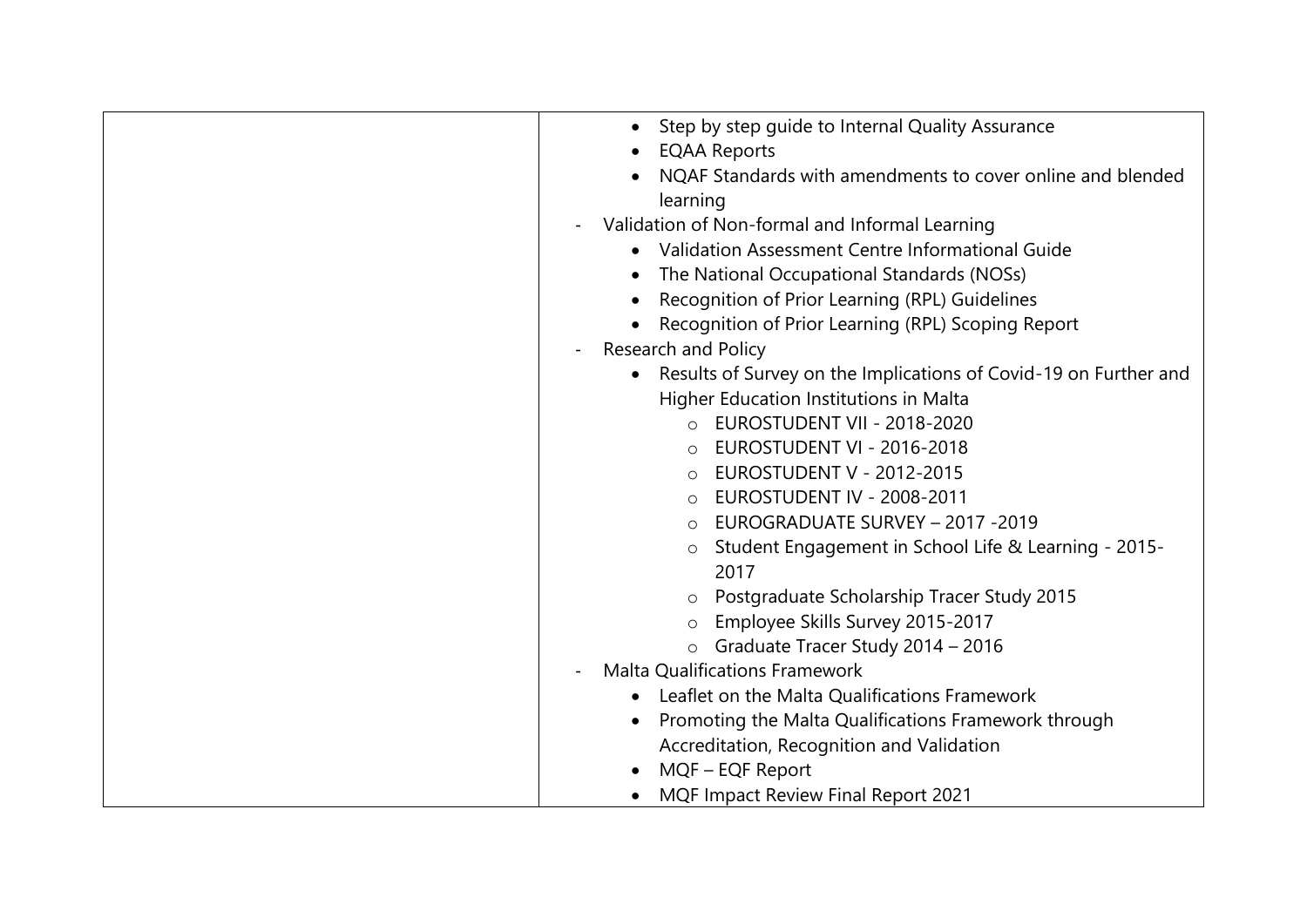| | |
|---|---|
| | • Step by step guide to Internal Quality Assurance<br>• EQAA Reports<br>• NQAF Standards with amendments to cover online and blended learning<br>- Validation of Non-formal and Informal Learning<br>• Validation Assessment Centre Informational Guide<br>• The National Occupational Standards (NOSs)<br>• Recognition of Prior Learning (RPL) Guidelines<br>• Recognition of Prior Learning (RPL) Scoping Report<br>- Research and Policy<br>• Results of Survey on the Implications of Covid-19 on Further and Higher Education Institutions in Malta<br>○ EUROSTUDENT VII - 2018-2020<br>○ EUROSTUDENT VI - 2016-2018<br>○ EUROSTUDENT V - 2012-2015<br>○ EUROSTUDENT IV - 2008-2011<br>○ EUROGRADUATE SURVEY – 2017 -2019<br>○ Student Engagement in School Life & Learning - 2015-2017<br>○ Postgraduate Scholarship Tracer Study 2015<br>○ Employee Skills Survey 2015-2017<br>○ Graduate Tracer Study 2014 – 2016<br>- Malta Qualifications Framework<br>• Leaflet on the Malta Qualifications Framework<br>• Promoting the Malta Qualifications Framework through Accreditation, Recognition and Validation<br>• MQF – EQF Report<br>• MQF Impact Review Final Report 2021 |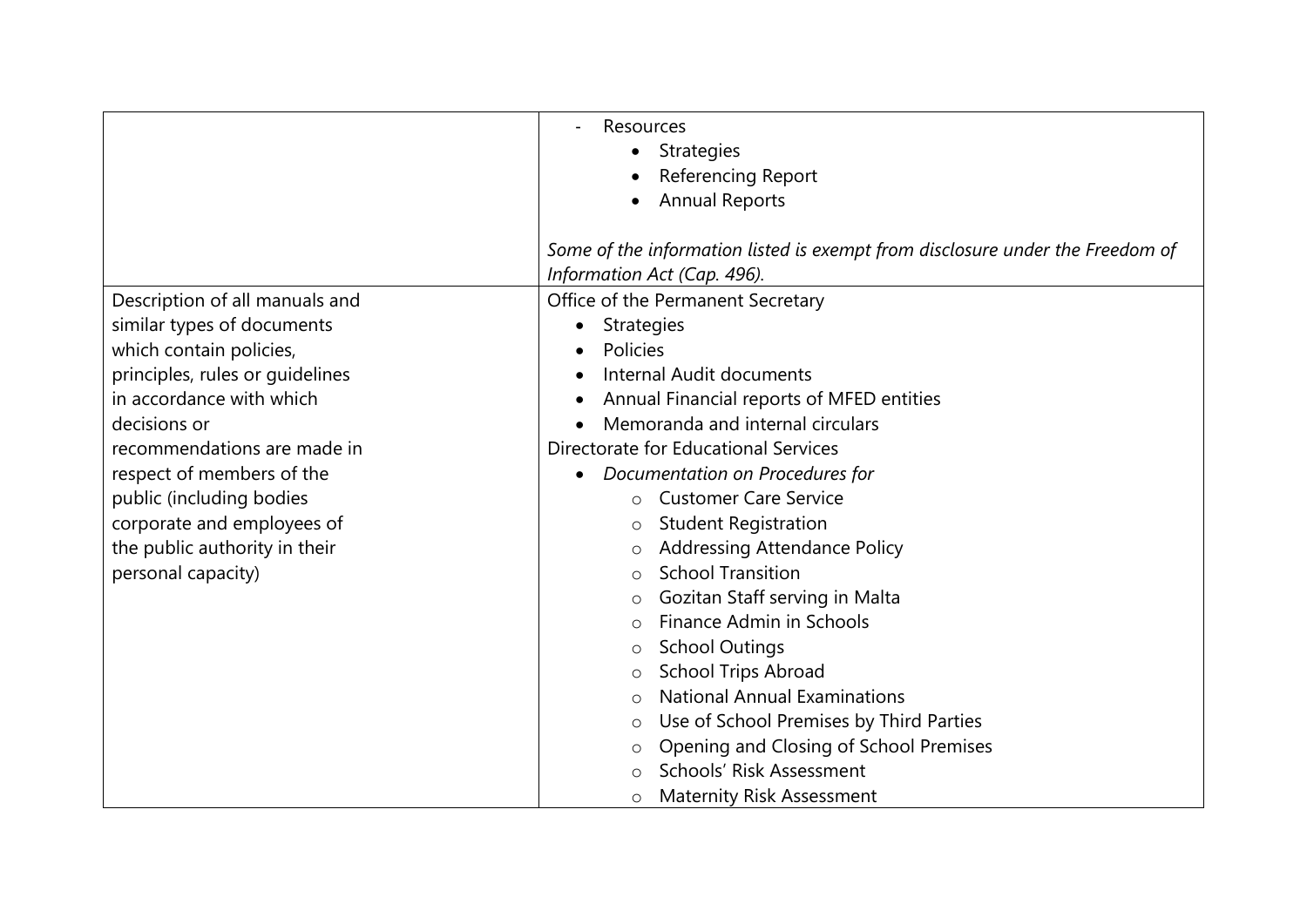| | |
|---|---|
| | - Resources<br>• Strategies<br>• Referencing Report<br>• Annual Reports<br><br>*Some of the information listed is exempt from disclosure under the Freedom of Information Act (Cap. 496).* |
| Description of all manuals and similar types of documents which contain policies, principles, rules or guidelines in accordance with which decisions or recommendations are made in respect of members of the public (including bodies corporate and employees of the public authority in their personal capacity) | Office of the Permanent Secretary<br>• Strategies<br>• Policies<br>• Internal Audit documents<br>• Annual Financial reports of MFED entities<br>• Memoranda and internal circulars<br>Directorate for Educational Services<br>• *Documentation on Procedures for*<br>○ Customer Care Service<br>○ Student Registration<br>○ Addressing Attendance Policy<br>○ School Transition<br>○ Gozitan Staff serving in Malta<br>○ Finance Admin in Schools<br>○ School Outings<br>○ School Trips Abroad<br>○ National Annual Examinations<br>○ Use of School Premises by Third Parties<br>○ Opening and Closing of School Premises<br>○ Schools' Risk Assessment<br>○ Maternity Risk Assessment |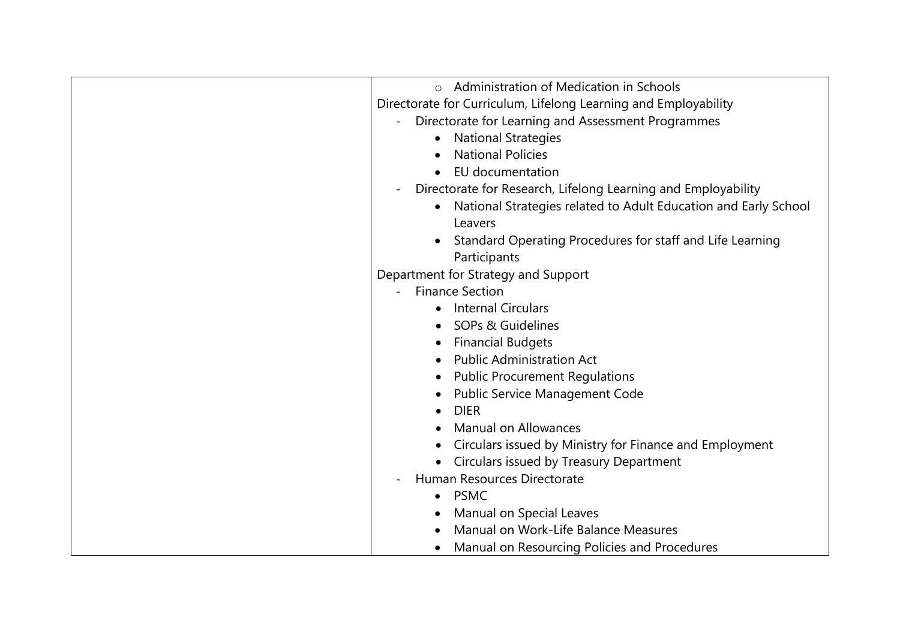|  |  |
| --- | --- |
|  | ○ Administration of Medication in Schools<br>Directorate for Curriculum, Lifelong Learning and Employability<br>- Directorate for Learning and Assessment Programmes<br>• National Strategies<br>• National Policies<br>• EU documentation<br>- Directorate for Research, Lifelong Learning and Employability<br>• National Strategies related to Adult Education and Early School Leavers<br>• Standard Operating Procedures for staff and Life Learning Participants<br>Department for Strategy and Support<br>- Finance Section<br>• Internal Circulars<br>• SOPs & Guidelines<br>• Financial Budgets<br>• Public Administration Act<br>• Public Procurement Regulations<br>• Public Service Management Code<br>• DIER<br>• Manual on Allowances<br>• Circulars issued by Ministry for Finance and Employment<br>• Circulars issued by Treasury Department<br>- Human Resources Directorate<br>• PSMC<br>• Manual on Special Leaves<br>• Manual on Work-Life Balance Measures<br>• Manual on Resourcing Policies and Procedures |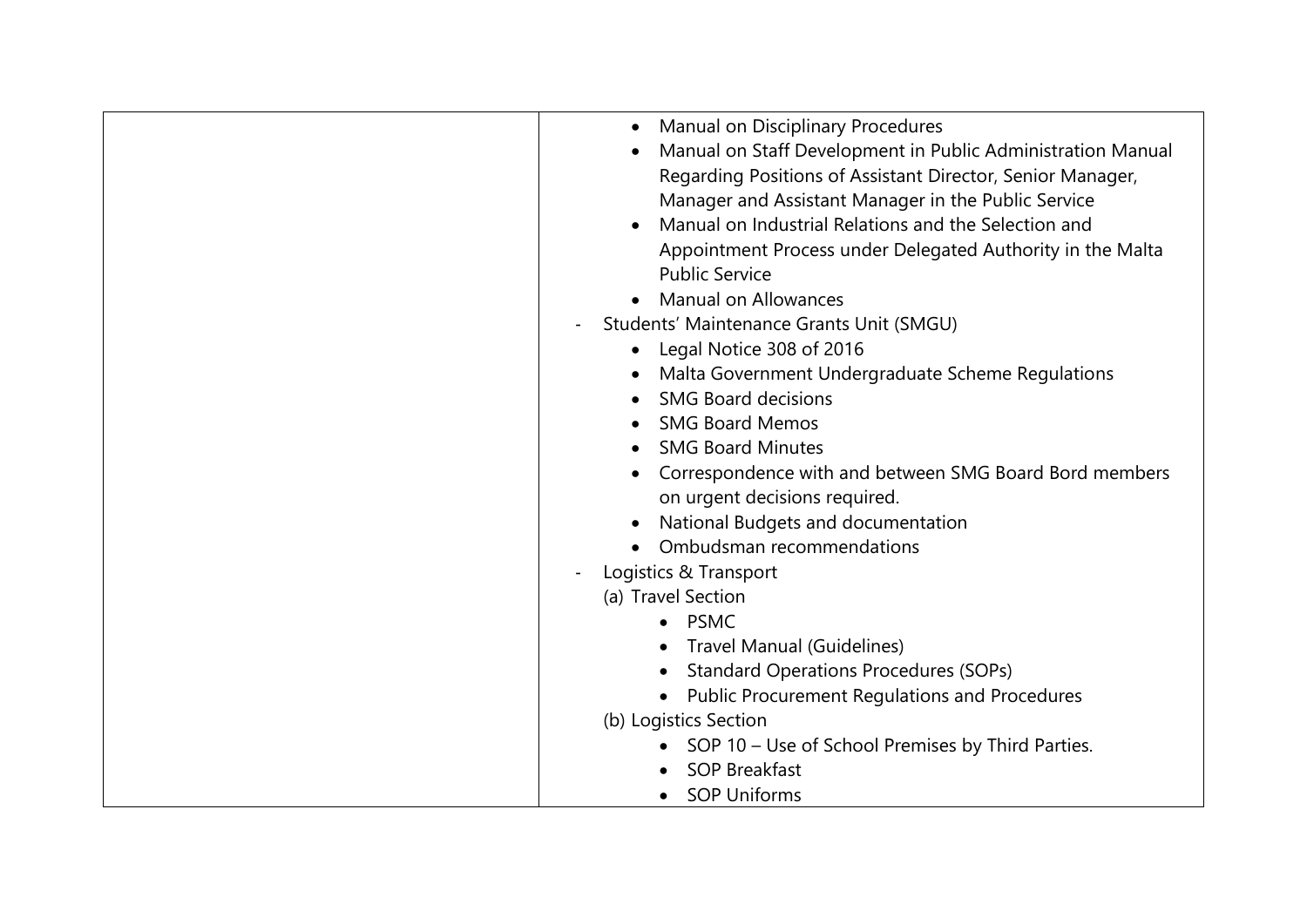| | |
|---|---|
| | • Manual on Disciplinary Procedures<br>• Manual on Staff Development in Public Administration Manual Regarding Positions of Assistant Director, Senior Manager, Manager and Assistant Manager in the Public Service<br>• Manual on Industrial Relations and the Selection and Appointment Process under Delegated Authority in the Malta Public Service<br>• Manual on Allowances<br>- Students' Maintenance Grants Unit (SMGU)<br>• Legal Notice 308 of 2016<br>• Malta Government Undergraduate Scheme Regulations<br>• SMG Board decisions<br>• SMG Board Memos<br>• SMG Board Minutes<br>• Correspondence with and between SMG Board Bord members on urgent decisions required.<br>• National Budgets and documentation<br>• Ombudsman recommendations<br>- Logistics & Transport<br>(a) Travel Section<br>• PSMC<br>• Travel Manual (Guidelines)<br>• Standard Operations Procedures (SOPs)<br>• Public Procurement Regulations and Procedures<br>(b) Logistics Section<br>• SOP 10 – Use of School Premises by Third Parties.<br>• SOP Breakfast<br>• SOP Uniforms |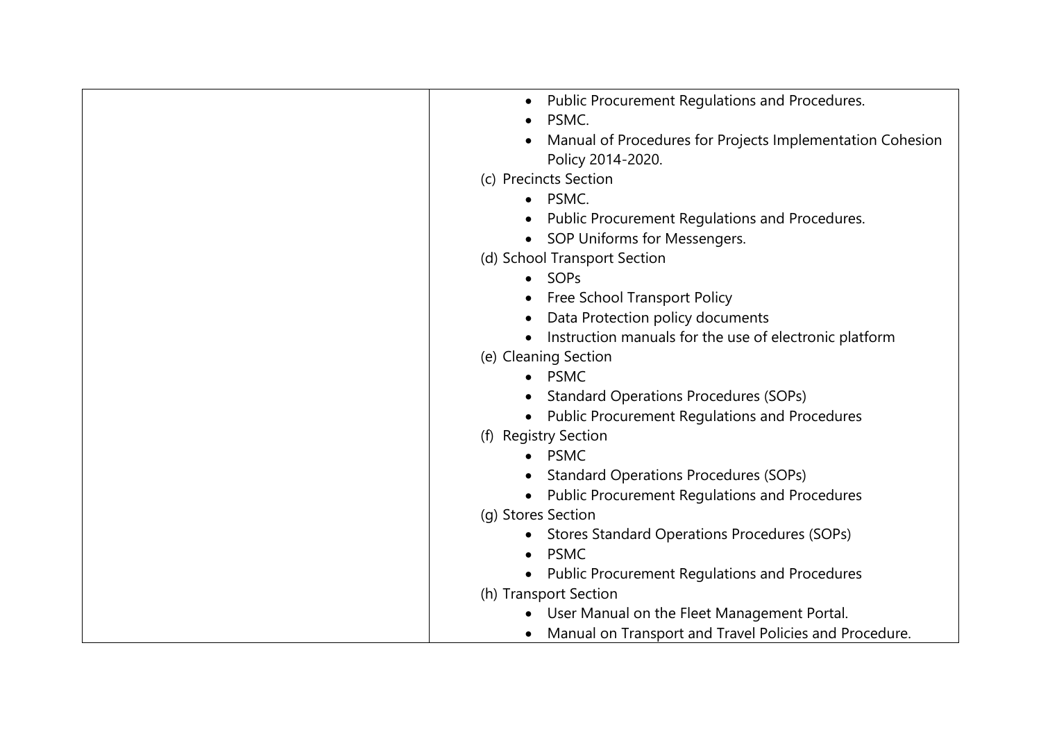|  |  |
|---|---|
|  | • Public Procurement Regulations and Procedures.<br>• PSMC.<br>• Manual of Procedures for Projects Implementation Cohesion Policy 2014-2020.<br>(c) Precincts Section<br>• PSMC.<br>• Public Procurement Regulations and Procedures.<br>• SOP Uniforms for Messengers.<br>(d) School Transport Section<br>• SOPs<br>• Free School Transport Policy<br>• Data Protection policy documents<br>• Instruction manuals for the use of electronic platform<br>(e) Cleaning Section<br>• PSMC<br>• Standard Operations Procedures (SOPs)<br>• Public Procurement Regulations and Procedures<br>(f) Registry Section<br>• PSMC<br>• Standard Operations Procedures (SOPs)<br>• Public Procurement Regulations and Procedures<br>(g) Stores Section<br>• Stores Standard Operations Procedures (SOPs)<br>• PSMC<br>• Public Procurement Regulations and Procedures<br>(h) Transport Section<br>• User Manual on the Fleet Management Portal.<br>• Manual on Transport and Travel Policies and Procedure. |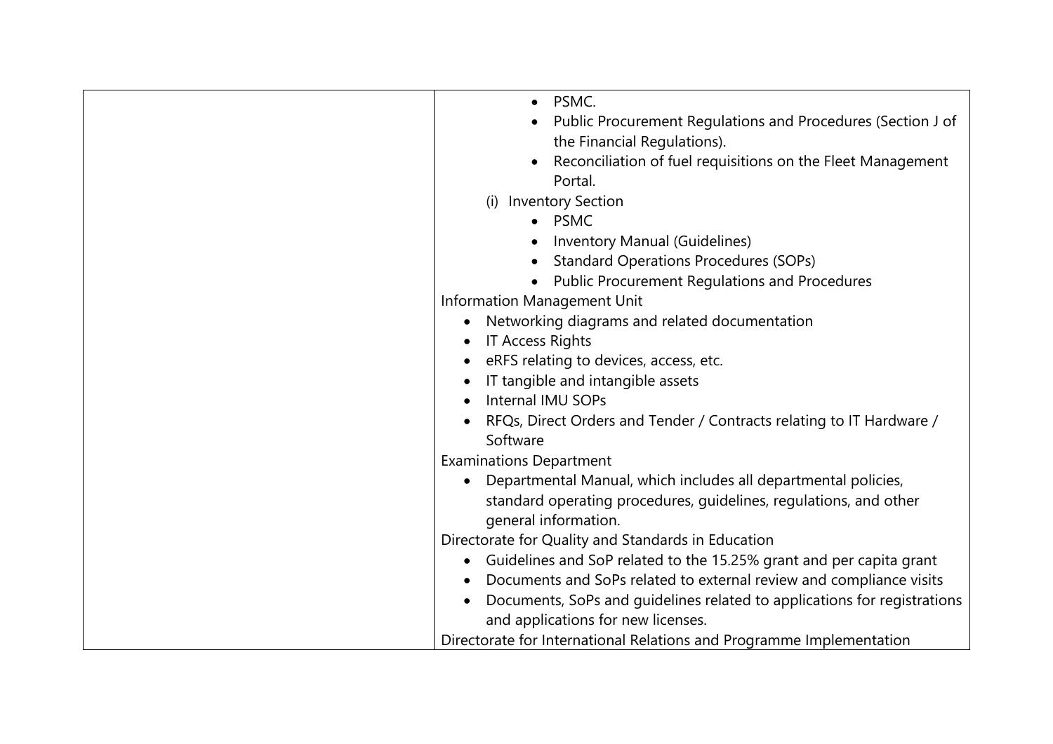|  |  |
| --- | --- |
|  | • PSMC.<br>• Public Procurement Regulations and Procedures (Section J of the Financial Regulations).<br>• Reconciliation of fuel requisitions on the Fleet Management Portal.<br>(i) Inventory Section<br>• PSMC<br>• Inventory Manual (Guidelines)<br>• Standard Operations Procedures (SOPs)<br>• Public Procurement Regulations and Procedures<br>Information Management Unit<br>• Networking diagrams and related documentation<br>• IT Access Rights<br>• eRFS relating to devices, access, etc.<br>• IT tangible and intangible assets<br>• Internal IMU SOPs<br>• RFQs, Direct Orders and Tender / Contracts relating to IT Hardware / Software<br>Examinations Department<br>• Departmental Manual, which includes all departmental policies, standard operating procedures, guidelines, regulations, and other general information.<br>Directorate for Quality and Standards in Education<br>• Guidelines and SoP related to the 15.25% grant and per capita grant<br>• Documents and SoPs related to external review and compliance visits<br>• Documents, SoPs and guidelines related to applications for registrations and applications for new licenses.<br>Directorate for International Relations and Programme Implementation |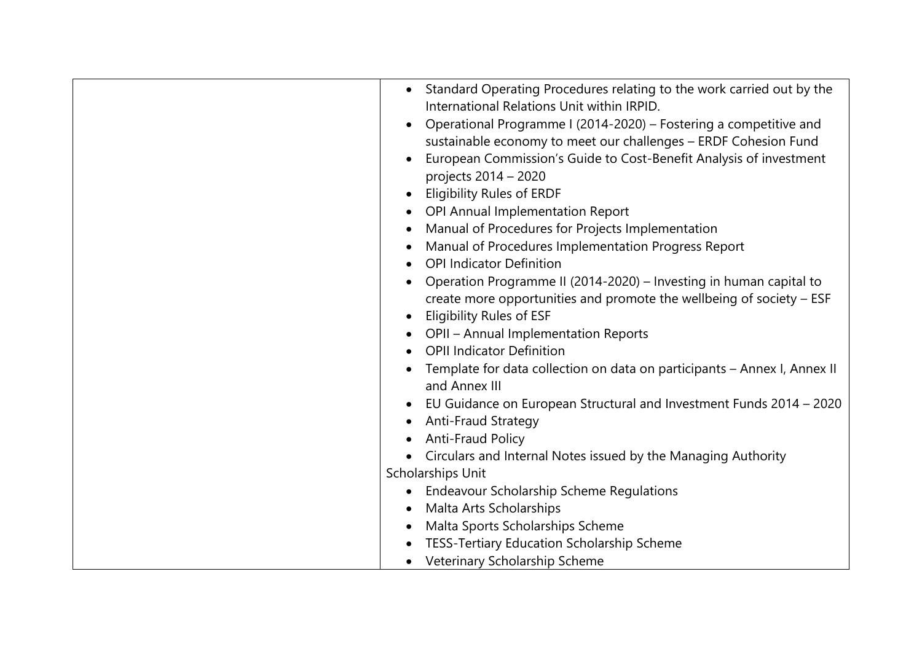| | |
|---|---|
| | • Standard Operating Procedures relating to the work carried out by the International Relations Unit within IRPID.<br>• Operational Programme I (2014-2020) – Fostering a competitive and sustainable economy to meet our challenges – ERDF Cohesion Fund<br>• European Commission's Guide to Cost-Benefit Analysis of investment projects 2014 – 2020<br>• Eligibility Rules of ERDF<br>• OPI Annual Implementation Report<br>• Manual of Procedures for Projects Implementation<br>• Manual of Procedures Implementation Progress Report<br>• OPI Indicator Definition<br>• Operation Programme II (2014-2020) – Investing in human capital to create more opportunities and promote the wellbeing of society – ESF<br>• Eligibility Rules of ESF<br>• OPII – Annual Implementation Reports<br>• OPII Indicator Definition<br>• Template for data collection on data on participants – Annex I, Annex II and Annex III<br>• EU Guidance on European Structural and Investment Funds 2014 – 2020<br>• Anti-Fraud Strategy<br>• Anti-Fraud Policy<br>• Circulars and Internal Notes issued by the Managing Authority<br>Scholarships Unit<br>• Endeavour Scholarship Scheme Regulations<br>• Malta Arts Scholarships<br>• Malta Sports Scholarships Scheme<br>• TESS-Tertiary Education Scholarship Scheme<br>• Veterinary Scholarship Scheme |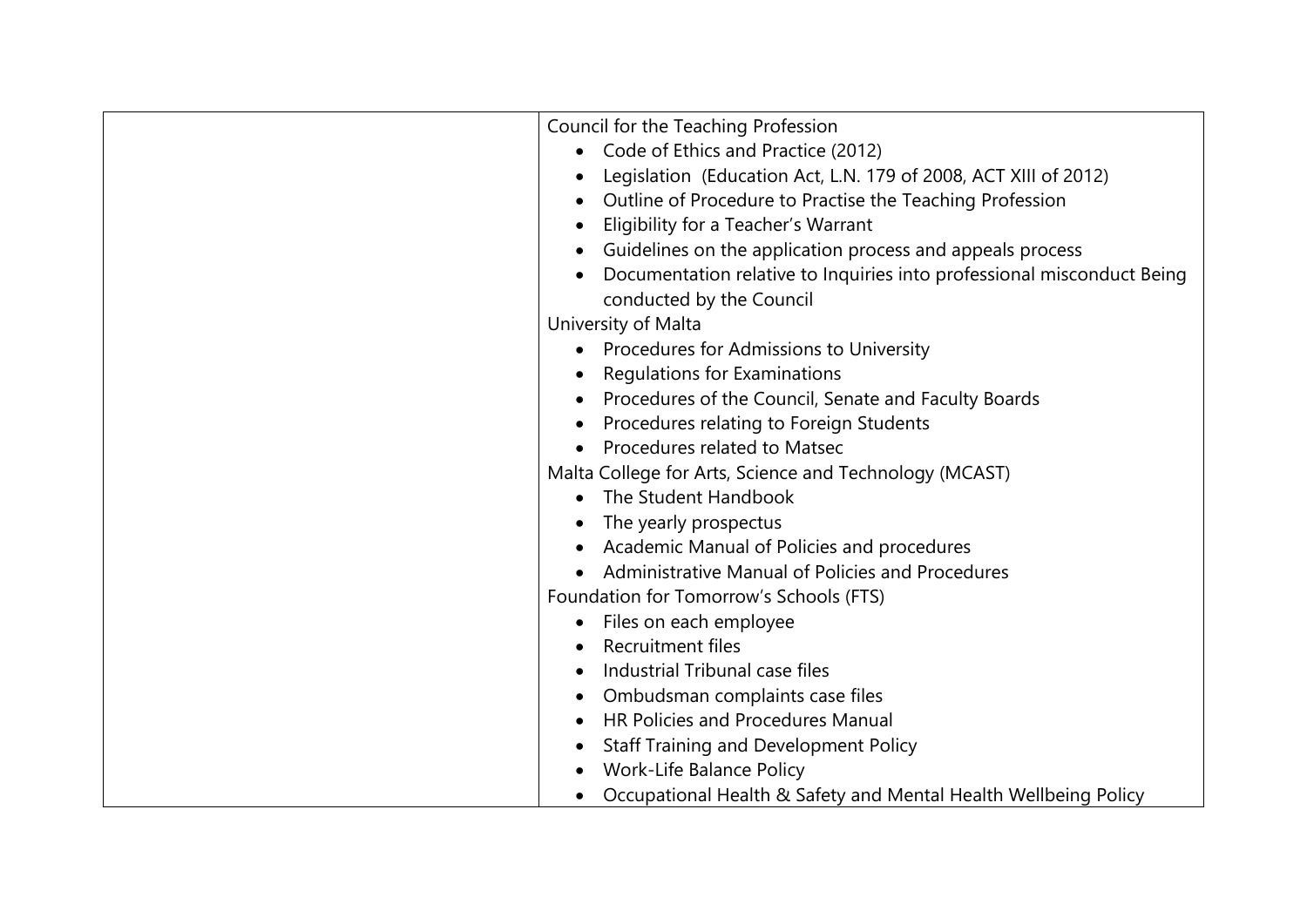| | |
|---|---|
| | Council for the Teaching Profession<br>• Code of Ethics and Practice (2012)<br>• Legislation (Education Act, L.N. 179 of 2008, ACT XIII of 2012)<br>• Outline of Procedure to Practise the Teaching Profession<br>• Eligibility for a Teacher's Warrant<br>• Guidelines on the application process and appeals process<br>• Documentation relative to Inquiries into professional misconduct Being conducted by the Council<br>University of Malta<br>• Procedures for Admissions to University<br>• Regulations for Examinations<br>• Procedures of the Council, Senate and Faculty Boards<br>• Procedures relating to Foreign Students<br>• Procedures related to Matsec<br>Malta College for Arts, Science and Technology (MCAST)<br>• The Student Handbook<br>• The yearly prospectus<br>• Academic Manual of Policies and procedures<br>• Administrative Manual of Policies and Procedures<br>Foundation for Tomorrow's Schools (FTS)<br>• Files on each employee<br>• Recruitment files<br>• Industrial Tribunal case files<br>• Ombudsman complaints case files<br>• HR Policies and Procedures Manual<br>• Staff Training and Development Policy<br>• Work-Life Balance Policy<br>• Occupational Health & Safety and Mental Health Wellbeing Policy |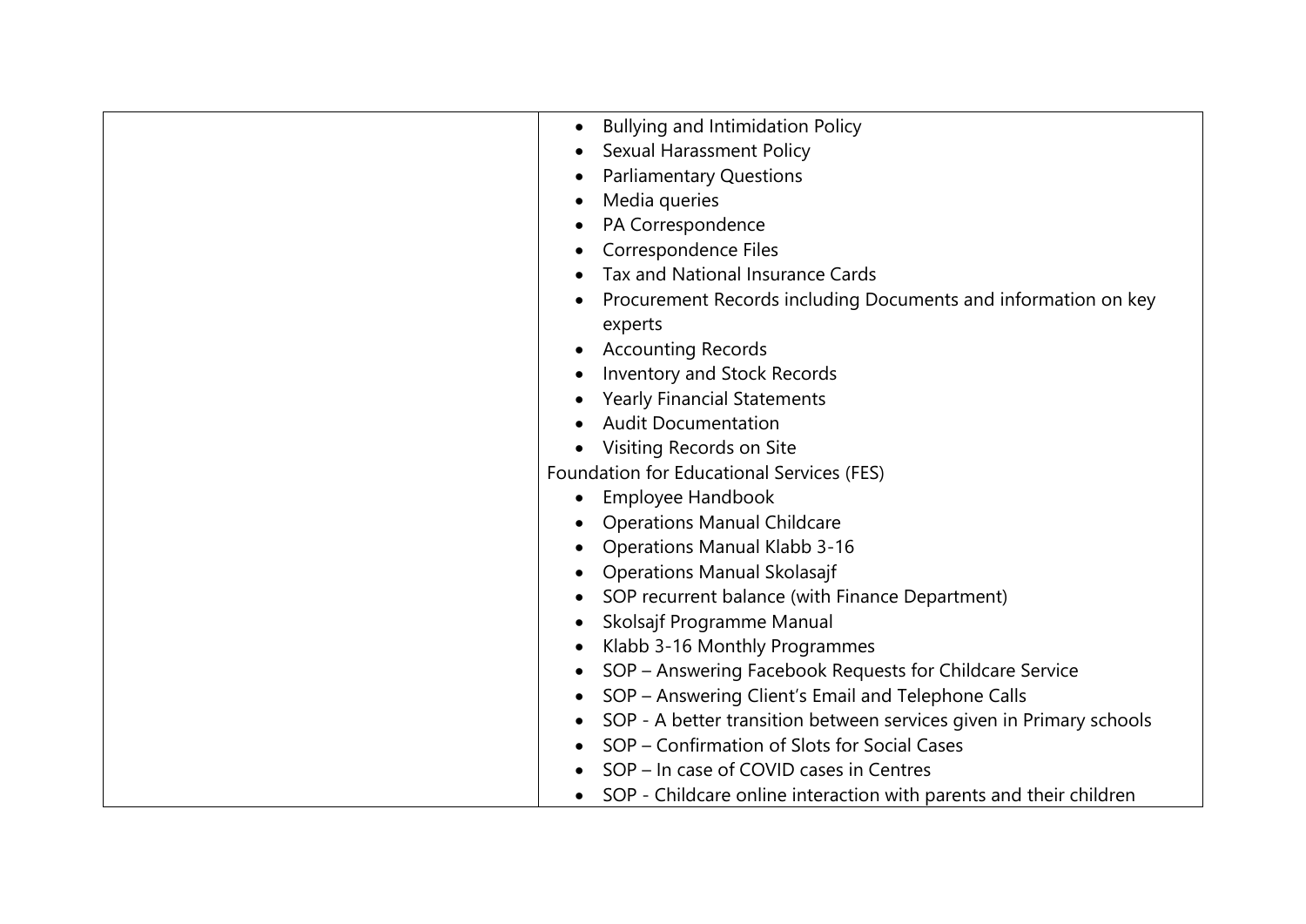| | |
|---|---|
| | • Bullying and Intimidation Policy<br>• Sexual Harassment Policy<br>• Parliamentary Questions<br>• Media queries<br>• PA Correspondence<br>• Correspondence Files<br>• Tax and National Insurance Cards<br>• Procurement Records including Documents and information on key experts<br>• Accounting Records<br>• Inventory and Stock Records<br>• Yearly Financial Statements<br>• Audit Documentation<br>• Visiting Records on Site<br>Foundation for Educational Services (FES)<br>• Employee Handbook<br>• Operations Manual Childcare<br>• Operations Manual Klabb 3-16<br>• Operations Manual Skolasajf<br>• SOP recurrent balance (with Finance Department)<br>• Skolsajf Programme Manual<br>• Klabb 3-16 Monthly Programmes<br>• SOP – Answering Facebook Requests for Childcare Service<br>• SOP – Answering Client's Email and Telephone Calls<br>• SOP - A better transition between services given in Primary schools<br>• SOP – Confirmation of Slots for Social Cases<br>• SOP – In case of COVID cases in Centres<br>• SOP - Childcare online interaction with parents and their children |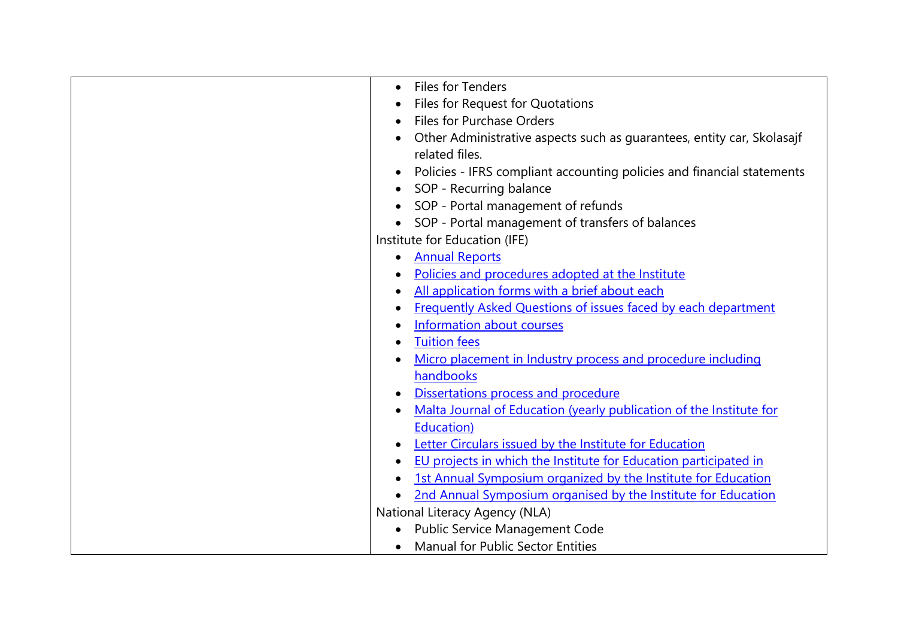| | |
|---|---|
| | • Files for Tenders<br>• Files for Request for Quotations<br>• Files for Purchase Orders<br>• Other Administrative aspects such as guarantees, entity car, Skolasajf related files.<br>• Policies - IFRS compliant accounting policies and financial statements<br>• SOP - Recurring balance<br>• SOP - Portal management of refunds<br>• SOP - Portal management of transfers of balances<br>Institute for Education (IFE)<br>• Annual Reports<br>• Policies and procedures adopted at the Institute<br>• All application forms with a brief about each<br>• Frequently Asked Questions of issues faced by each department<br>• Information about courses<br>• Tuition fees<br>• Micro placement in Industry process and procedure including handbooks<br>• Dissertations process and procedure<br>• Malta Journal of Education (yearly publication of the Institute for Education)<br>• Letter Circulars issued by the Institute for Education<br>• EU projects in which the Institute for Education participated in<br>• 1st Annual Symposium organized by the Institute for Education<br>• 2nd Annual Symposium organised by the Institute for Education<br>National Literacy Agency (NLA)<br>• Public Service Management Code<br>• Manual for Public Sector Entities |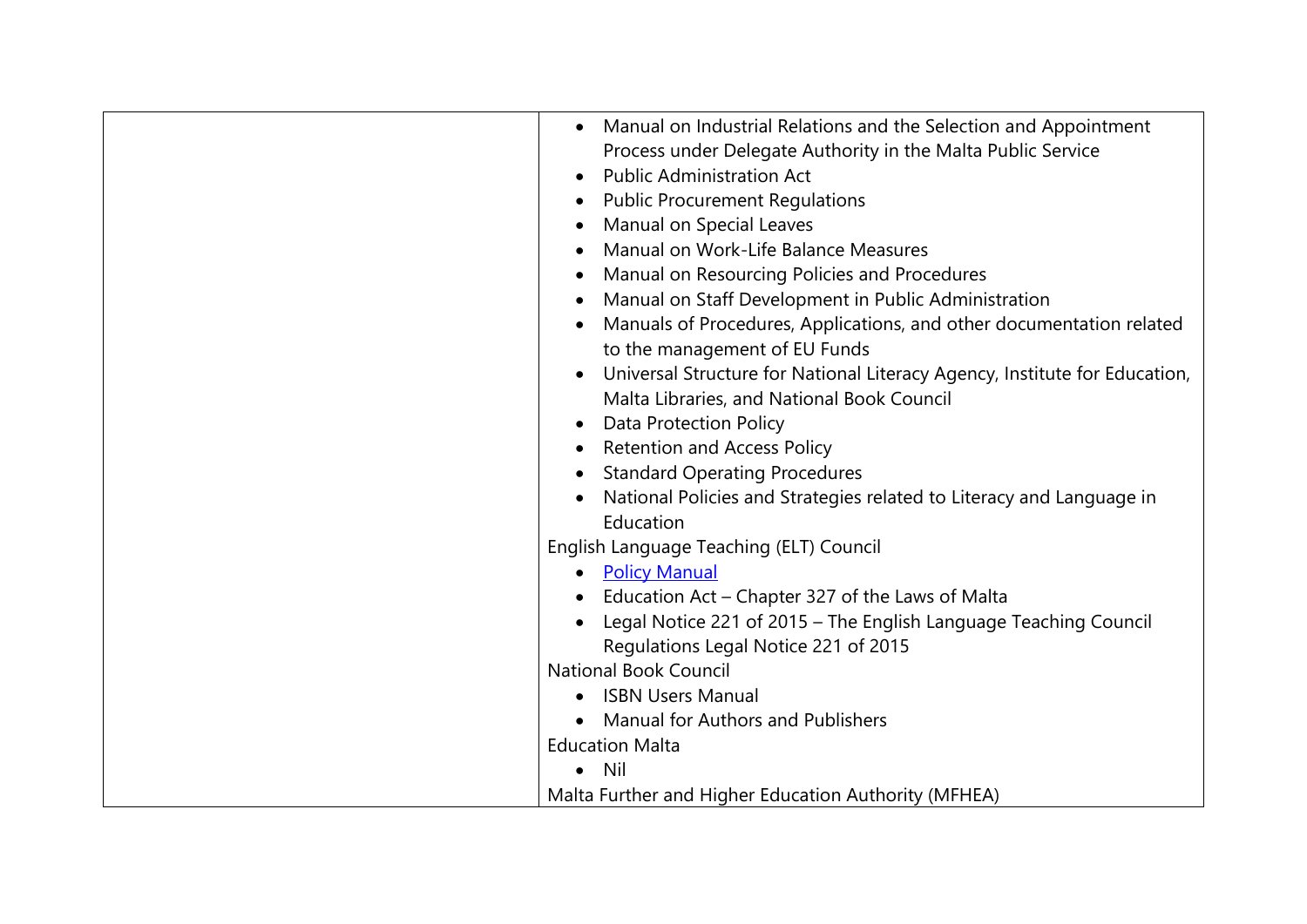| | |
|---|---|
| | • Manual on Industrial Relations and the Selection and Appointment Process under Delegate Authority in the Malta Public Service<br>• Public Administration Act<br>• Public Procurement Regulations<br>• Manual on Special Leaves<br>• Manual on Work-Life Balance Measures<br>• Manual on Resourcing Policies and Procedures<br>• Manual on Staff Development in Public Administration<br>• Manuals of Procedures, Applications, and other documentation related to the management of EU Funds<br>• Universal Structure for National Literacy Agency, Institute for Education, Malta Libraries, and National Book Council<br>• Data Protection Policy<br>• Retention and Access Policy<br>• Standard Operating Procedures<br>• National Policies and Strategies related to Literacy and Language in Education<br>English Language Teaching (ELT) Council<br>• Policy Manual<br>• Education Act – Chapter 327 of the Laws of Malta<br>• Legal Notice 221 of 2015 – The English Language Teaching Council Regulations Legal Notice 221 of 2015<br>National Book Council<br>• ISBN Users Manual<br>• Manual for Authors and Publishers<br>Education Malta<br>• Nil<br>Malta Further and Higher Education Authority (MFHEA) |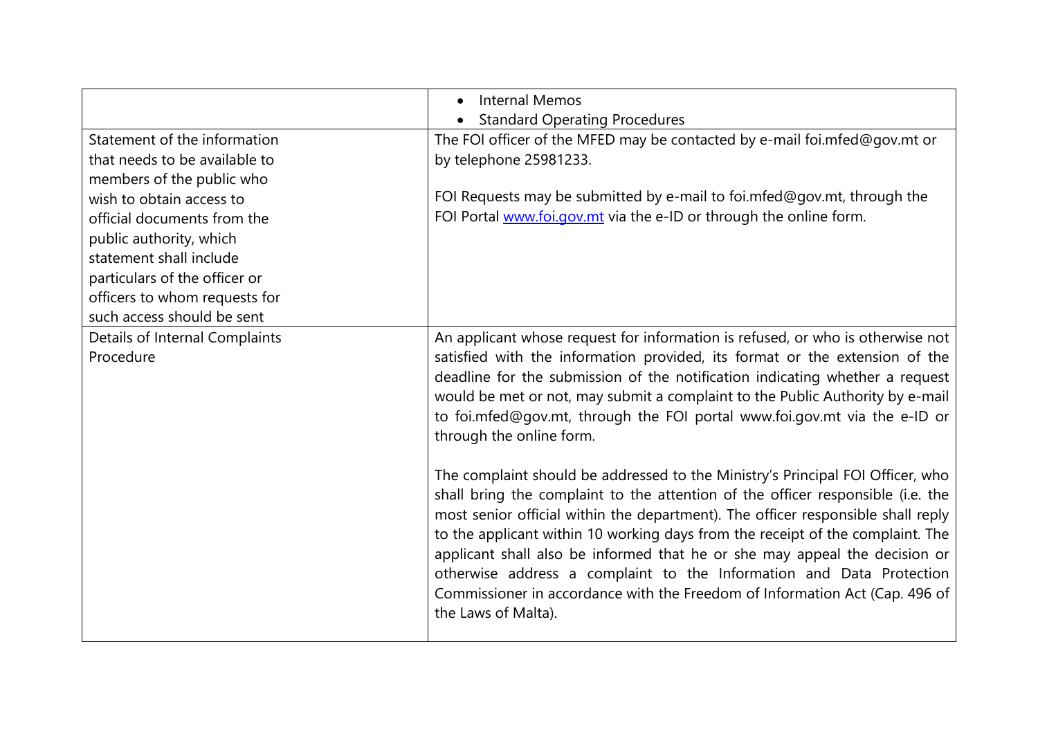| | |
|---|---|
| | • Internal Memos<br>• Standard Operating Procedures |
| Statement of the information that needs to be available to members of the public who wish to obtain access to official documents from the public authority, which statement shall include particulars of the officer or officers to whom requests for such access should be sent | The FOI officer of the MFED may be contacted by e-mail foi.mfed@gov.mt or by telephone 25981233.<br><br>FOI Requests may be submitted by e-mail to foi.mfed@gov.mt, through the FOI Portal [www.foi.gov.mt](http://www.foi.gov.mt) via the e-ID or through the online form. |
| Details of Internal Complaints Procedure | An applicant whose request for information is refused, or who is otherwise not satisfied with the information provided, its format or the extension of the deadline for the submission of the notification indicating whether a request would be met or not, may submit a complaint to the Public Authority by e-mail to foi.mfed@gov.mt, through the FOI portal www.foi.gov.mt via the e-ID or through the online form.<br><br>The complaint should be addressed to the Ministry's Principal FOI Officer, who shall bring the complaint to the attention of the officer responsible (i.e. the most senior official within the department). The officer responsible shall reply to the applicant within 10 working days from the receipt of the complaint. The applicant shall also be informed that he or she may appeal the decision or otherwise address a complaint to the Information and Data Protection Commissioner in accordance with the Freedom of Information Act (Cap. 496 of the Laws of Malta). |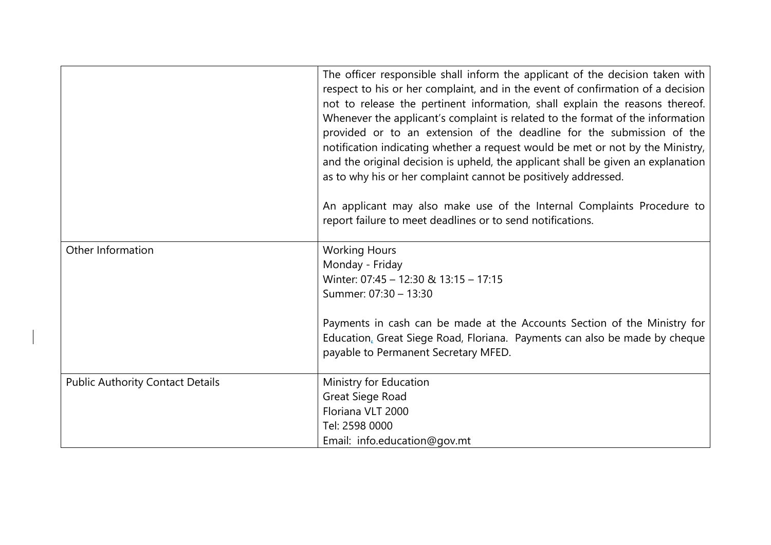| | |
|---|---|
| | The officer responsible shall inform the applicant of the decision taken with respect to his or her complaint, and in the event of confirmation of a decision not to release the pertinent information, shall explain the reasons thereof. Whenever the applicant's complaint is related to the format of the information provided or to an extension of the deadline for the submission of the notification indicating whether a request would be met or not by the Ministry, and the original decision is upheld, the applicant shall be given an explanation as to why his or her complaint cannot be positively addressed.<br><br>An applicant may also make use of the Internal Complaints Procedure to report failure to meet deadlines or to send notifications. |
| Other Information | Working Hours<br>Monday - Friday<br>Winter: 07:45 – 12:30 & 13:15 – 17:15<br>Summer: 07:30 – 13:30<br><br>Payments in cash can be made at the Accounts Section of the Ministry for Education, Great Siege Road, Floriana. Payments can also be made by cheque payable to Permanent Secretary MFED. |
| Public Authority Contact Details | Ministry for Education<br>Great Siege Road<br>Floriana VLT 2000<br>Tel: 2598 0000<br>Email: info.education@gov.mt |